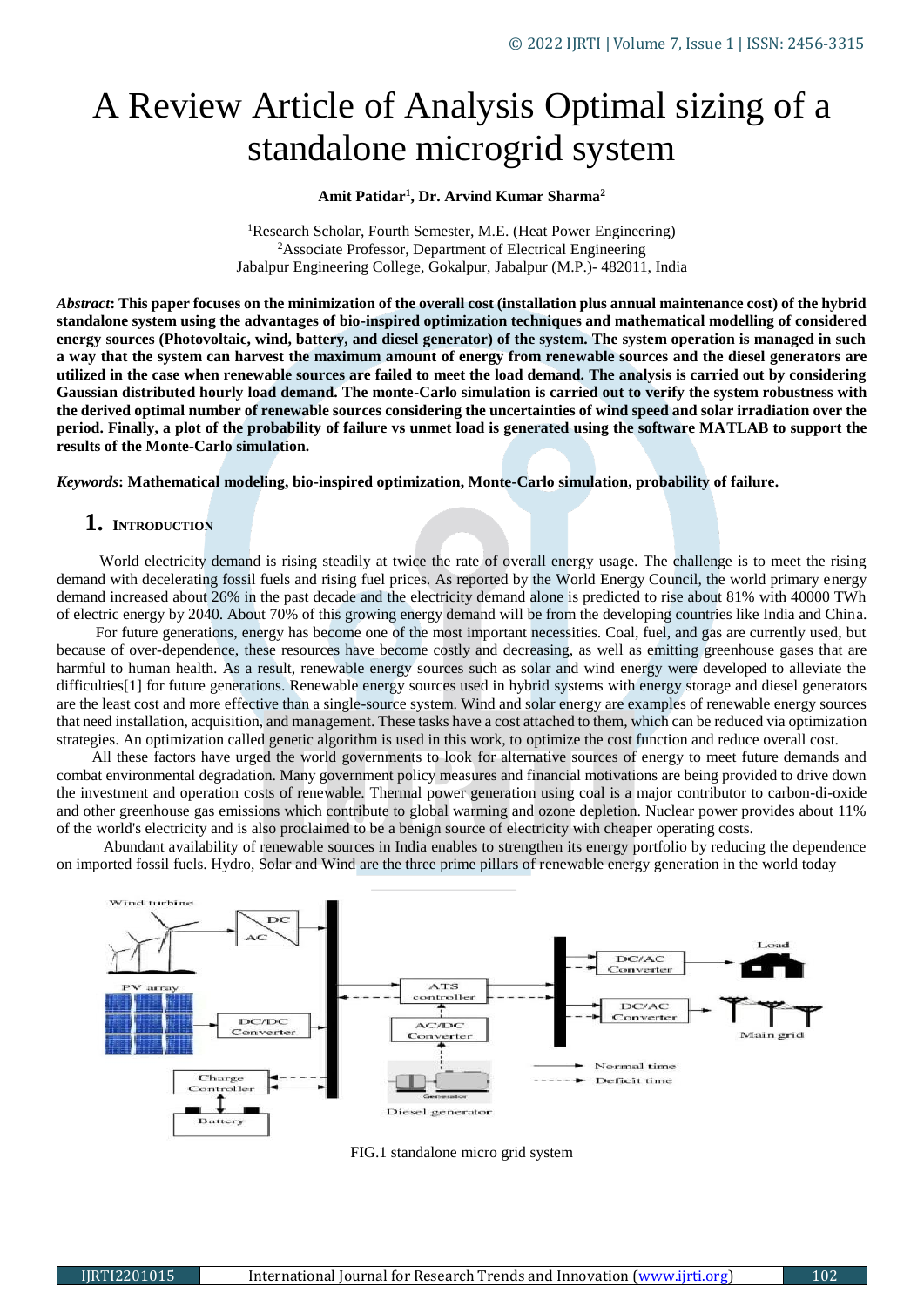# A Review Article of Analysis Optimal sizing of a standalone microgrid system

**Amit Patidar[1], Dr. Arvind Kumar Sharma[2]**

[1]Research Scholar, Fourth Semester, M.E. (Heat Power Engineering)
[2]Associate Professor, Department of Electrical Engineering
Jabalpur Engineering College, Gokalpur, Jabalpur (M.P.)- 482011, India

***Abstract*: This paper focuses on the minimization of the overall cost (installation plus annual maintenance cost) of the hybrid standalone system using the advantages of bio-inspired optimization techniques and mathematical modelling of considered energy sources (Photovoltaic, wind, battery, and diesel generator) of the system. The system operation is managed in such a way that the system can harvest the maximum amount of energy from renewable sources and the diesel generators are utilized in the case when renewable sources are failed to meet the load demand. The analysis is carried out by considering Gaussian distributed hourly load demand. The monte-Carlo simulation is carried out to verify the system robustness with the derived optimal number of renewable sources considering the uncertainties of wind speed and solar irradiation over the period. Finally, a plot of the probability of failure vs unmet load is generated using the software MATLAB to support the results of the Monte-Carlo simulation.**

***Keywords*: Mathematical modeling, bio-inspired optimization, Monte-Carlo simulation, probability of failure.**

## 1. Introduction

World electricity demand is rising steadily at twice the rate of overall energy usage. The challenge is to meet the rising demand with decelerating fossil fuels and rising fuel prices. As reported by the World Energy Council, the world primary energy demand increased about 26% in the past decade and the electricity demand alone is predicted to rise about 81% with 40000 TWh of electric energy by 2040. About 70% of this growing energy demand will be from the developing countries like India and China.

For future generations, energy has become one of the most important necessities. Coal, fuel, and gas are currently used, but because of over-dependence, these resources have become costly and decreasing, as well as emitting greenhouse gases that are harmful to human health. As a result, renewable energy sources such as solar and wind energy were developed to alleviate the difficulties[1] for future generations. Renewable energy sources used in hybrid systems with energy storage and diesel generators are the least cost and more effective than a single-source system. Wind and solar energy are examples of renewable energy sources that need installation, acquisition, and management. These tasks have a cost attached to them, which can be reduced via optimization strategies. An optimization called genetic algorithm is used in this work, to optimize the cost function and reduce overall cost.

All these factors have urged the world governments to look for alternative sources of energy to meet future demands and combat environmental degradation. Many government policy measures and financial motivations are being provided to drive down the investment and operation costs of renewable. Thermal power generation using coal is a major contributor to carbon-di-oxide and other greenhouse gas emissions which contribute to global warming and ozone depletion. Nuclear power provides about 11% of the world's electricity and is also proclaimed to be a benign source of electricity with cheaper operating costs.

Abundant availability of renewable sources in India enables to strengthen its energy portfolio by reducing the dependence on imported fossil fuels. Hydro, Solar and Wind are the three prime pillars of renewable energy generation in the world today

FIG.1 standalone micro grid system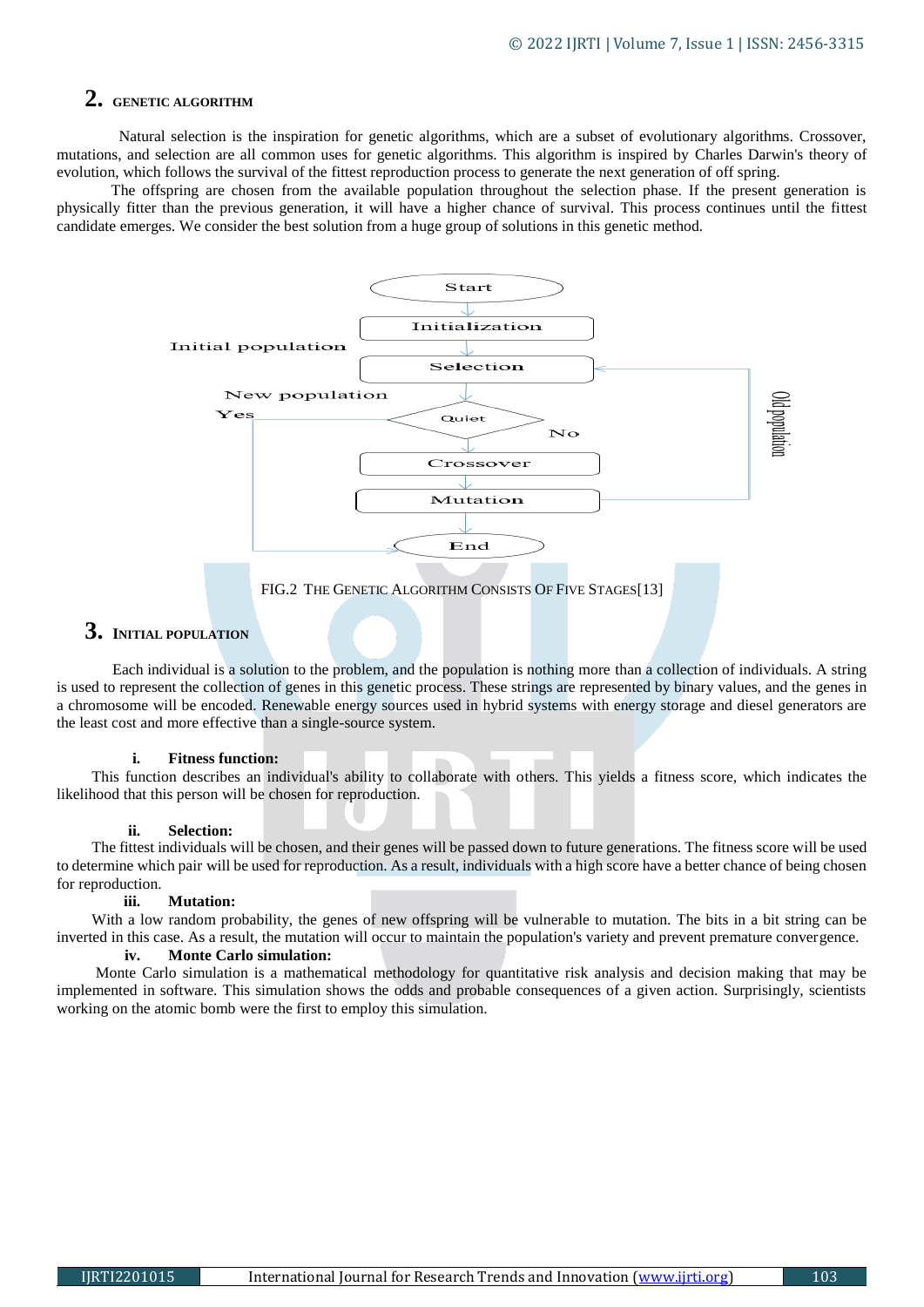## 2. GENETIC ALGORITHM

Natural selection is the inspiration for genetic algorithms, which are a subset of evolutionary algorithms. Crossover, mutations, and selection are all common uses for genetic algorithms. This algorithm is inspired by Charles Darwin's theory of evolution, which follows the survival of the fittest reproduction process to generate the next generation of off spring.

The offspring are chosen from the available population throughout the selection phase. If the present generation is physically fitter than the previous generation, it will have a higher chance of survival. This process continues until the fittest candidate emerges. We consider the best solution from a huge group of solutions in this genetic method.

Start

Initialization

Initial population

Selection

New population

Yes

Quiet

No

Crossover

Mutation

End

Old population

FIG.2 THE GENETIC ALGORITHM CONSISTS OF FIVE STAGES[13]

## 3. INITIAL POPULATION

Each individual is a solution to the problem, and the population is nothing more than a collection of individuals. A string is used to represent the collection of genes in this genetic process. These strings are represented by binary values, and the genes in a chromosome will be encoded. Renewable energy sources used in hybrid systems with energy storage and diesel generators are the least cost and more effective than a single-source system.

### i. Fitness function:

This function describes an individual's ability to collaborate with others. This yields a fitness score, which indicates the likelihood that this person will be chosen for reproduction.

### ii. Selection:

The fittest individuals will be chosen, and their genes will be passed down to future generations. The fitness score will be used to determine which pair will be used for reproduction. As a result, individuals with a high score have a better chance of being chosen for reproduction.

### iii. Mutation:

With a low random probability, the genes of new offspring will be vulnerable to mutation. The bits in a bit string can be inverted in this case. As a result, the mutation will occur to maintain the population's variety and prevent premature convergence.

### iv. Monte Carlo simulation:

Monte Carlo simulation is a mathematical methodology for quantitative risk analysis and decision making that may be implemented in software. This simulation shows the odds and probable consequences of a given action. Surprisingly, scientists working on the atomic bomb were the first to employ this simulation.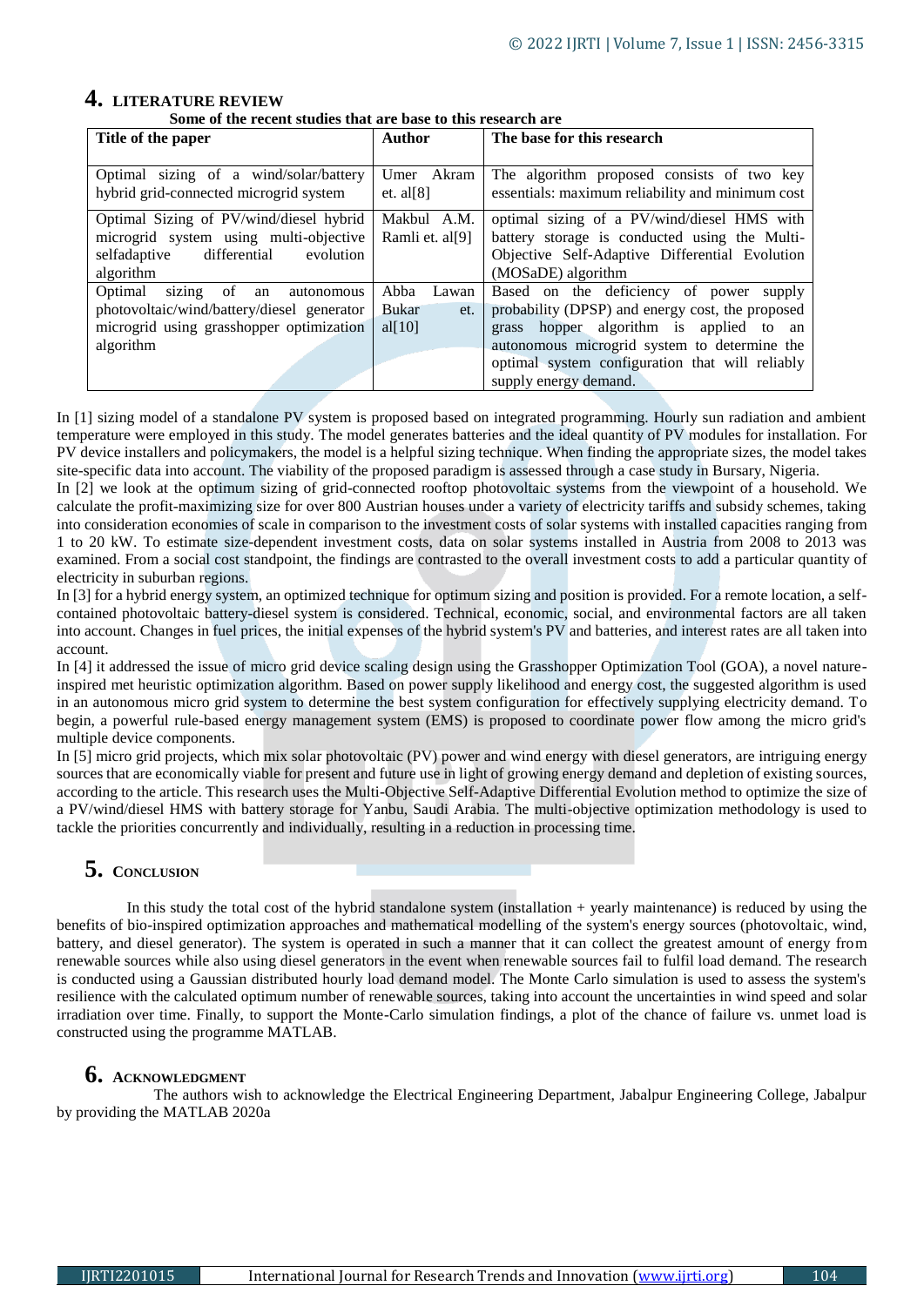## 4. LITERATURE REVIEW

**Some of the recent studies that are base to this research are**

| **Title of the paper** | **Author** | **The base for this research** |
|---|---|---|
| Optimal sizing of a wind/solar/battery hybrid grid-connected microgrid system | Umer Akram et. al[8] | The algorithm proposed consists of two key essentials: maximum reliability and minimum cost |
| Optimal Sizing of PV/wind/diesel hybrid microgrid system using multi-objective selfadaptive differential evolution algorithm | Makbul A.M. Ramli et. al[9] | optimal sizing of a PV/wind/diesel HMS with battery storage is conducted using the Multi-Objective Self-Adaptive Differential Evolution (MOSaDE) algorithm |
| Optimal sizing of an autonomous photovoltaic/wind/battery/diesel generator microgrid using grasshopper optimization algorithm | Abba Lawan Bukar et. al[10] | Based on the deficiency of power supply probability (DPSP) and energy cost, the proposed grass hopper algorithm is applied to an autonomous microgrid system to determine the optimal system configuration that will reliably supply energy demand. |

In [1] sizing model of a standalone PV system is proposed based on integrated programming. Hourly sun radiation and ambient temperature were employed in this study. The model generates batteries and the ideal quantity of PV modules for installation. For PV device installers and policymakers, the model is a helpful sizing technique. When finding the appropriate sizes, the model takes site-specific data into account. The viability of the proposed paradigm is assessed through a case study in Bursary, Nigeria.

In [2] we look at the optimum sizing of grid-connected rooftop photovoltaic systems from the viewpoint of a household. We calculate the profit-maximizing size for over 800 Austrian houses under a variety of electricity tariffs and subsidy schemes, taking into consideration economies of scale in comparison to the investment costs of solar systems with installed capacities ranging from 1 to 20 kW. To estimate size-dependent investment costs, data on solar systems installed in Austria from 2008 to 2013 was examined. From a social cost standpoint, the findings are contrasted to the overall investment costs to add a particular quantity of electricity in suburban regions.

In [3] for a hybrid energy system, an optimized technique for optimum sizing and position is provided. For a remote location, a self-contained photovoltaic battery-diesel system is considered. Technical, economic, social, and environmental factors are all taken into account. Changes in fuel prices, the initial expenses of the hybrid system's PV and batteries, and interest rates are all taken into account.

In [4] it addressed the issue of micro grid device scaling design using the Grasshopper Optimization Tool (GOA), a novel nature-inspired met heuristic optimization algorithm. Based on power supply likelihood and energy cost, the suggested algorithm is used in an autonomous micro grid system to determine the best system configuration for effectively supplying electricity demand. To begin, a powerful rule-based energy management system (EMS) is proposed to coordinate power flow among the micro grid's multiple device components.

In [5] micro grid projects, which mix solar photovoltaic (PV) power and wind energy with diesel generators, are intriguing energy sources that are economically viable for present and future use in light of growing energy demand and depletion of existing sources, according to the article. This research uses the Multi-Objective Self-Adaptive Differential Evolution method to optimize the size of a PV/wind/diesel HMS with battery storage for Yanbu, Saudi Arabia. The multi-objective optimization methodology is used to tackle the priorities concurrently and individually, resulting in a reduction in processing time.

## 5. CONCLUSION

In this study the total cost of the hybrid standalone system (installation + yearly maintenance) is reduced by using the benefits of bio-inspired optimization approaches and mathematical modelling of the system's energy sources (photovoltaic, wind, battery, and diesel generator). The system is operated in such a manner that it can collect the greatest amount of energy from renewable sources while also using diesel generators in the event when renewable sources fail to fulfil load demand. The research is conducted using a Gaussian distributed hourly load demand model. The Monte Carlo simulation is used to assess the system's resilience with the calculated optimum number of renewable sources, taking into account the uncertainties in wind speed and solar irradiation over time. Finally, to support the Monte-Carlo simulation findings, a plot of the chance of failure vs. unmet load is constructed using the programme MATLAB.

## 6. ACKNOWLEDGMENT

The authors wish to acknowledge the Electrical Engineering Department, Jabalpur Engineering College, Jabalpur by providing the MATLAB 2020a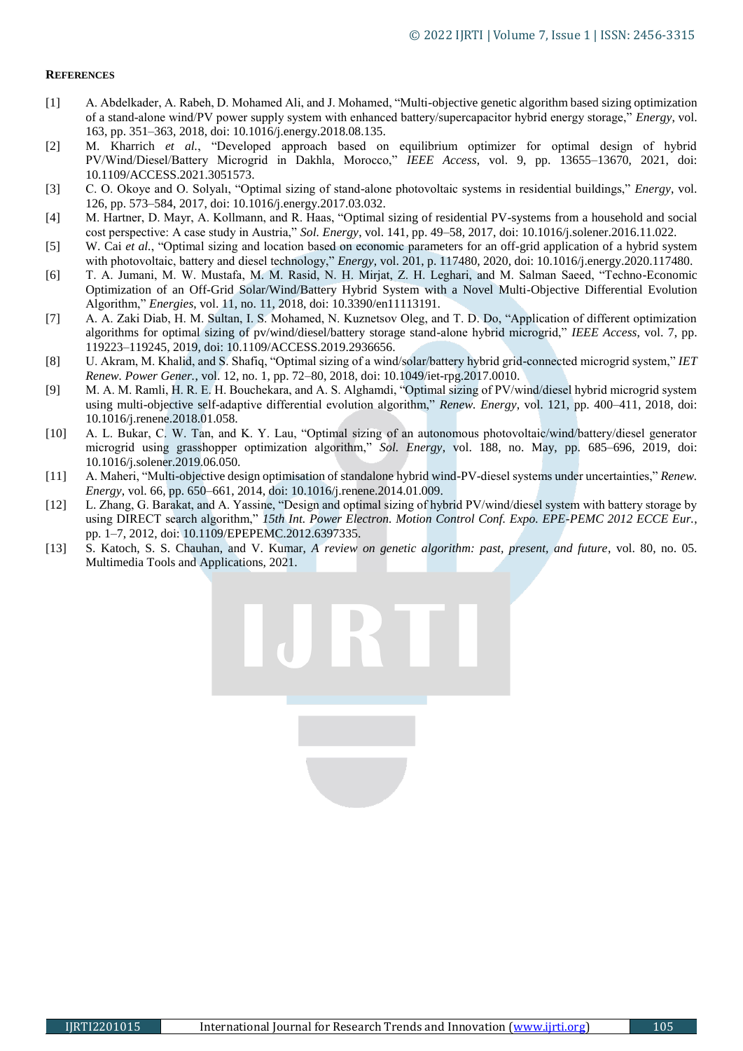## REFERENCES

[1] A. Abdelkader, A. Rabeh, D. Mohamed Ali, and J. Mohamed, "Multi-objective genetic algorithm based sizing optimization of a stand-alone wind/PV power supply system with enhanced battery/supercapacitor hybrid energy storage," *Energy*, vol. 163, pp. 351–363, 2018, doi: 10.1016/j.energy.2018.08.135.

[2] M. Kharrich *et al.*, "Developed approach based on equilibrium optimizer for optimal design of hybrid PV/Wind/Diesel/Battery Microgrid in Dakhla, Morocco," *IEEE Access*, vol. 9, pp. 13655–13670, 2021, doi: 10.1109/ACCESS.2021.3051573.

[3] C. O. Okoye and O. Solyalı, "Optimal sizing of stand-alone photovoltaic systems in residential buildings," *Energy*, vol. 126, pp. 573–584, 2017, doi: 10.1016/j.energy.2017.03.032.

[4] M. Hartner, D. Mayr, A. Kollmann, and R. Haas, "Optimal sizing of residential PV-systems from a household and social cost perspective: A case study in Austria," *Sol. Energy*, vol. 141, pp. 49–58, 2017, doi: 10.1016/j.solener.2016.11.022.

[5] W. Cai *et al.*, "Optimal sizing and location based on economic parameters for an off-grid application of a hybrid system with photovoltaic, battery and diesel technology," *Energy*, vol. 201, p. 117480, 2020, doi: 10.1016/j.energy.2020.117480.

[6] T. A. Jumani, M. W. Mustafa, M. M. Rasid, N. H. Mirjat, Z. H. Leghari, and M. Salman Saeed, "Techno-Economic Optimization of an Off-Grid Solar/Wind/Battery Hybrid System with a Novel Multi-Objective Differential Evolution Algorithm," *Energies*, vol. 11, no. 11, 2018, doi: 10.3390/en11113191.

[7] A. A. Zaki Diab, H. M. Sultan, I. S. Mohamed, N. Kuznetsov Oleg, and T. D. Do, "Application of different optimization algorithms for optimal sizing of pv/wind/diesel/battery storage stand-alone hybrid microgrid," *IEEE Access*, vol. 7, pp. 119223–119245, 2019, doi: 10.1109/ACCESS.2019.2936656.

[8] U. Akram, M. Khalid, and S. Shafiq, "Optimal sizing of a wind/solar/battery hybrid grid-connected microgrid system," *IET Renew. Power Gener.*, vol. 12, no. 1, pp. 72–80, 2018, doi: 10.1049/iet-rpg.2017.0010.

[9] M. A. M. Ramli, H. R. E. H. Bouchekara, and A. S. Alghamdi, "Optimal sizing of PV/wind/diesel hybrid microgrid system using multi-objective self-adaptive differential evolution algorithm," *Renew. Energy*, vol. 121, pp. 400–411, 2018, doi: 10.1016/j.renene.2018.01.058.

[10] A. L. Bukar, C. W. Tan, and K. Y. Lau, "Optimal sizing of an autonomous photovoltaic/wind/battery/diesel generator microgrid using grasshopper optimization algorithm," *Sol. Energy*, vol. 188, no. May, pp. 685–696, 2019, doi: 10.1016/j.solener.2019.06.050.

[11] A. Maheri, "Multi-objective design optimisation of standalone hybrid wind-PV-diesel systems under uncertainties," *Renew. Energy*, vol. 66, pp. 650–661, 2014, doi: 10.1016/j.renene.2014.01.009.

[12] L. Zhang, G. Barakat, and A. Yassine, "Design and optimal sizing of hybrid PV/wind/diesel system with battery storage by using DIRECT search algorithm," *15th Int. Power Electron. Motion Control Conf. Expo. EPE-PEMC 2012 ECCE Eur.*, pp. 1–7, 2012, doi: 10.1109/EPEPEMC.2012.6397335.

[13] S. Katoch, S. S. Chauhan, and V. Kumar, *A review on genetic algorithm: past, present, and future*, vol. 80, no. 05. Multimedia Tools and Applications, 2021.